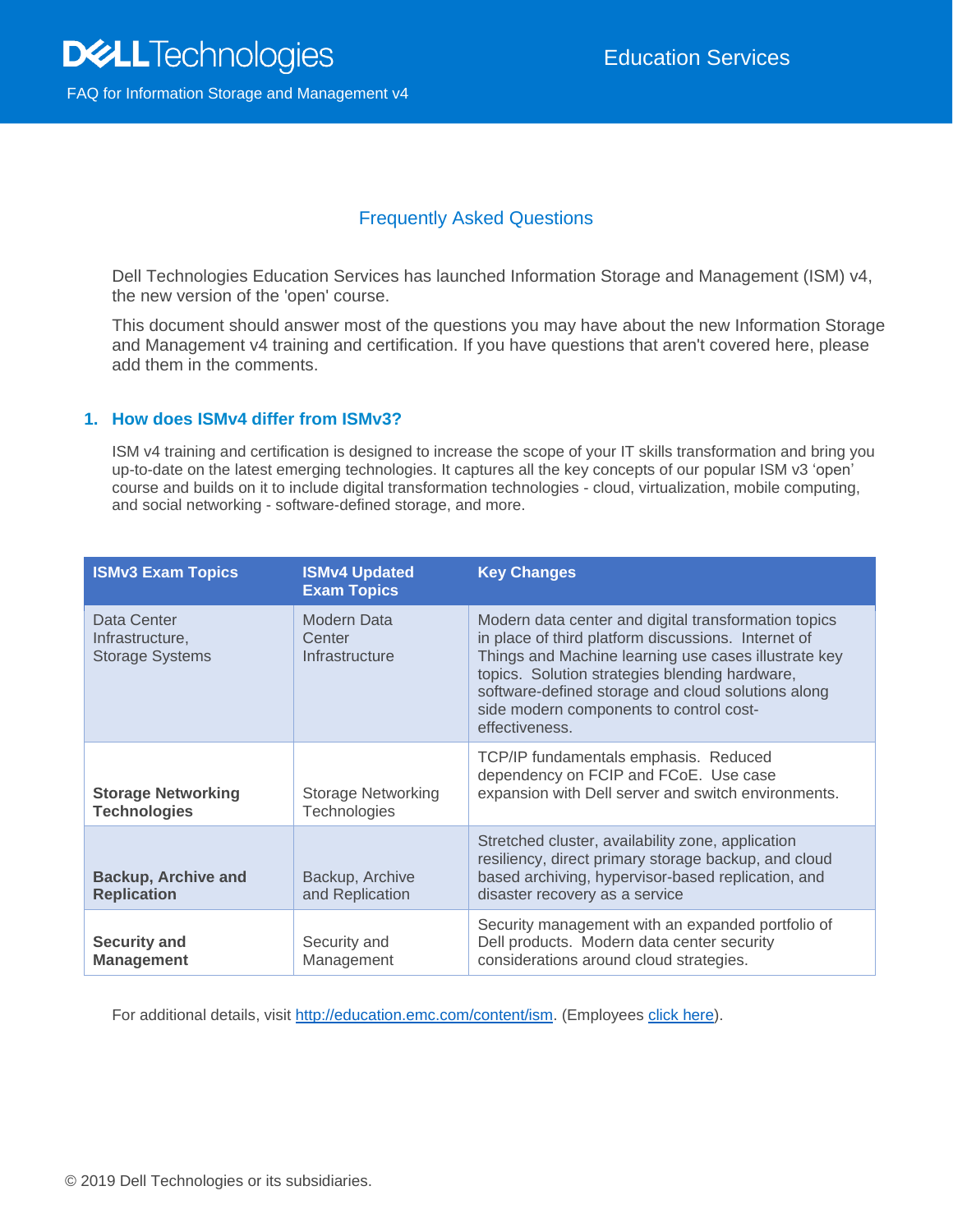Dell Technologies — Education Services

FAQ for Information Storage and Management v4

## Frequently Asked Questions

Dell Technologies Education Services has launched Information Storage and Management (ISM) v4, the new version of the 'open' course.

This document should answer most of the questions you may have about the new Information Storage and Management v4 training and certification. If you have questions that aren't covered here, please add them in the comments.

### 1. How does ISMv4 differ from ISMv3?

ISM v4 training and certification is designed to increase the scope of your IT skills transformation and bring you up-to-date on the latest emerging technologies. It captures all the key concepts of our popular ISM v3 'open' course and builds on it to include digital transformation technologies - cloud, virtualization, mobile computing, and social networking - software-defined storage, and more.

| ISMv3 Exam Topics | ISMv4 Updated Exam Topics | Key Changes |
| --- | --- | --- |
| Data Center Infrastructure, Storage Systems | Modern Data Center Infrastructure | Modern data center and digital transformation topics in place of third platform discussions. Internet of Things and Machine learning use cases illustrate key topics. Solution strategies blending hardware, software-defined storage and cloud solutions along side modern components to control cost-effectiveness. |
| **Storage Networking Technologies** | Storage Networking Technologies | TCP/IP fundamentals emphasis. Reduced dependency on FCIP and FCoE. Use case expansion with Dell server and switch environments. |
| **Backup, Archive and Replication** | Backup, Archive and Replication | Stretched cluster, availability zone, application resiliency, direct primary storage backup, and cloud based archiving, hypervisor-based replication, and disaster recovery as a service |
| **Security and Management** | Security and Management | Security management with an expanded portfolio of Dell products. Modern data center security considerations around cloud strategies. |

For additional details, visit [http://education.emc.com/content/ism](http://education.emc.com/content/ism). (Employees click here).

© 2019 Dell Technologies or its subsidiaries.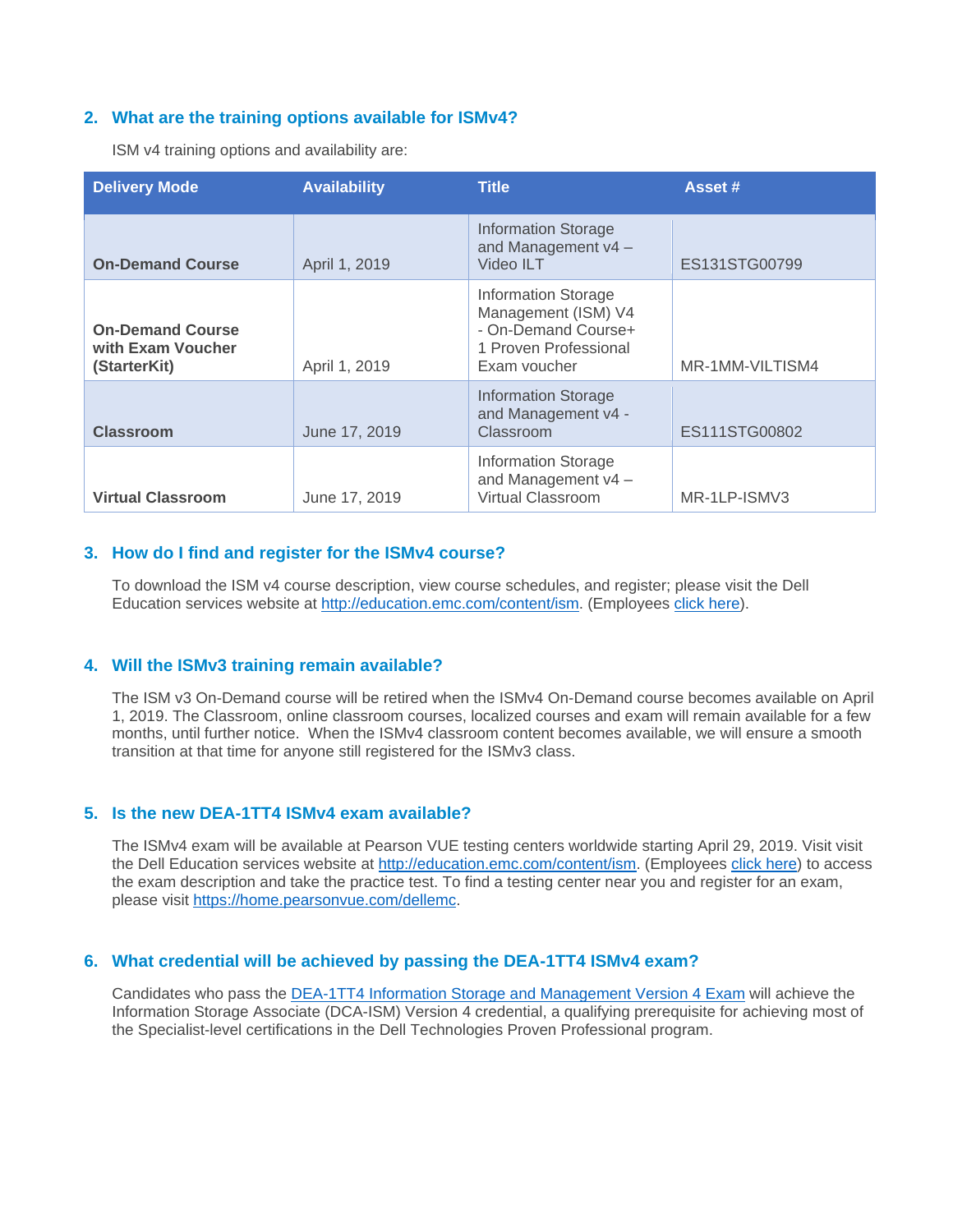## 2. What are the training options available for ISMv4?

ISM v4 training options and availability are:

| Delivery Mode | Availability | Title | Asset # |
|---|---|---|---|
| **On-Demand Course** | April 1, 2019 | Information Storage and Management v4 – Video ILT | ES131STG00799 |
| **On-Demand Course with Exam Voucher (StarterKit)** | April 1, 2019 | Information Storage Management (ISM) V4 - On-Demand Course+ 1 Proven Professional Exam voucher | MR-1MM-VILTISM4 |
| **Classroom** | June 17, 2019 | Information Storage and Management v4 - Classroom | ES111STG00802 |
| **Virtual Classroom** | June 17, 2019 | Information Storage and Management v4 – Virtual Classroom | MR-1LP-ISMV3 |

## 3. How do I find and register for the ISMv4 course?

To download the ISM v4 course description, view course schedules, and register; please visit the Dell Education services website at [http://education.emc.com/content/ism](http://education.emc.com/content/ism). (Employees click here).

## 4. Will the ISMv3 training remain available?

The ISM v3 On-Demand course will be retired when the ISMv4 On-Demand course becomes available on April 1, 2019. The Classroom, online classroom courses, localized courses and exam will remain available for a few months, until further notice. When the ISMv4 classroom content becomes available, we will ensure a smooth transition at that time for anyone still registered for the ISMv3 class.

## 5. Is the new DEA-1TT4 ISMv4 exam available?

The ISMv4 exam will be available at Pearson VUE testing centers worldwide starting April 29, 2019. Visit visit the Dell Education services website at [http://education.emc.com/content/ism](http://education.emc.com/content/ism). (Employees click here) to access the exam description and take the practice test. To find a testing center near you and register for an exam, please visit [https://home.pearsonvue.com/dellemc](https://home.pearsonvue.com/dellemc).

## 6. What credential will be achieved by passing the DEA-1TT4 ISMv4 exam?

Candidates who pass the DEA-1TT4 Information Storage and Management Version 4 Exam will achieve the Information Storage Associate (DCA-ISM) Version 4 credential, a qualifying prerequisite for achieving most of the Specialist-level certifications in the Dell Technologies Proven Professional program.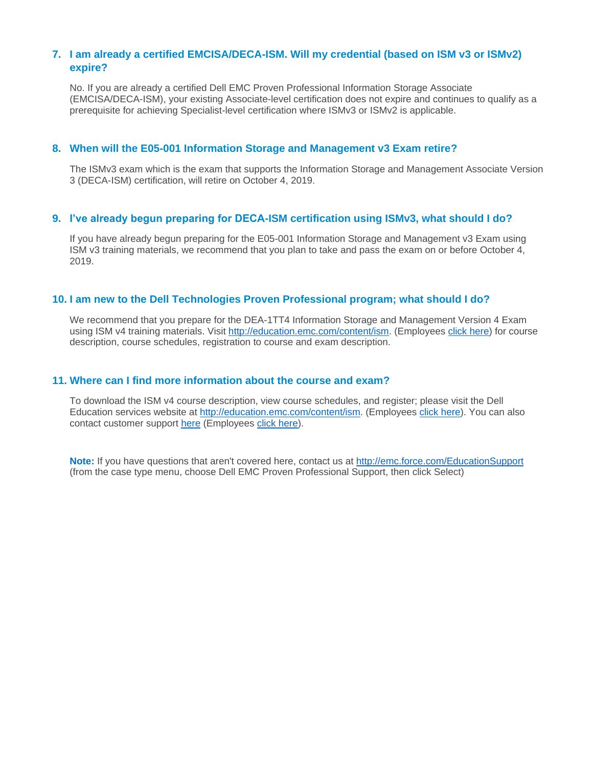### 7. I am already a certified EMCISA/DECA-ISM. Will my credential (based on ISM v3 or ISMv2) expire?

No. If you are already a certified Dell EMC Proven Professional Information Storage Associate (EMCISA/DECA-ISM), your existing Associate-level certification does not expire and continues to qualify as a prerequisite for achieving Specialist-level certification where ISMv3 or ISMv2 is applicable.

### 8. When will the E05-001 Information Storage and Management v3 Exam retire?

The ISMv3 exam which is the exam that supports the Information Storage and Management Associate Version 3 (DECA-ISM) certification, will retire on October 4, 2019.

### 9. I've already begun preparing for DECA-ISM certification using ISMv3, what should I do?

If you have already begun preparing for the E05-001 Information Storage and Management v3 Exam using ISM v3 training materials, we recommend that you plan to take and pass the exam on or before October 4, 2019.

### 10. I am new to the Dell Technologies Proven Professional program; what should I do?

We recommend that you prepare for the DEA-1TT4 Information Storage and Management Version 4 Exam using ISM v4 training materials. Visit http://education.emc.com/content/ism. (Employees click here) for course description, course schedules, registration to course and exam description.

### 11. Where can I find more information about the course and exam?

To download the ISM v4 course description, view course schedules, and register; please visit the Dell Education services website at http://education.emc.com/content/ism. (Employees click here). You can also contact customer support here (Employees click here).

**Note:** If you have questions that aren't covered here, contact us at http://emc.force.com/EducationSupport (from the case type menu, choose Dell EMC Proven Professional Support, then click Select)